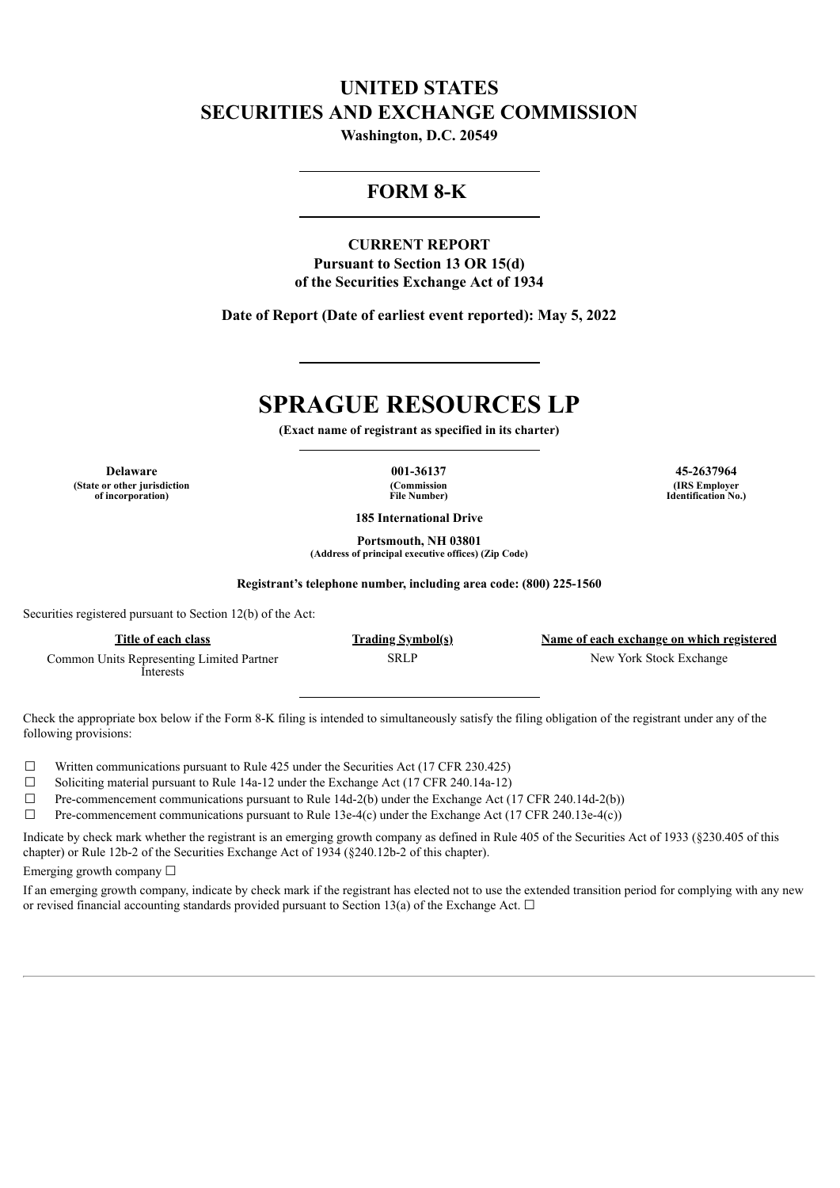# UNITED STATES
# SECURITIES AND EXCHANGE COMMISSION

**Washington, D.C. 20549**

## FORM 8-K

**CURRENT REPORT**
**Pursuant to Section 13 OR 15(d)**
**of the Securities Exchange Act of 1934**

**Date of Report (Date of earliest event reported): May 5, 2022**

# SPRAGUE RESOURCES LP

**(Exact name of registrant as specified in its charter)**

| Delaware | 001-36137 | 45-2637964 |
|---|---|---|
| (State or other jurisdiction of incorporation) | (Commission File Number) | (IRS Employer Identification No.) |

**185 International Drive**

**Portsmouth, NH 03801**
**(Address of principal executive offices) (Zip Code)**

**Registrant's telephone number, including area code: (800) 225-1560**

Securities registered pursuant to Section 12(b) of the Act:

| Title of each class | Trading Symbol(s) | Name of each exchange on which registered |
|---|---|---|
| Common Units Representing Limited Partner Interests | SRLP | New York Stock Exchange |

Check the appropriate box below if the Form 8-K filing is intended to simultaneously satisfy the filing obligation of the registrant under any of the following provisions:

☐ Written communications pursuant to Rule 425 under the Securities Act (17 CFR 230.425)

☐ Soliciting material pursuant to Rule 14a-12 under the Exchange Act (17 CFR 240.14a-12)

☐ Pre-commencement communications pursuant to Rule 14d-2(b) under the Exchange Act (17 CFR 240.14d-2(b))

☐ Pre-commencement communications pursuant to Rule 13e-4(c) under the Exchange Act (17 CFR 240.13e-4(c))

Indicate by check mark whether the registrant is an emerging growth company as defined in Rule 405 of the Securities Act of 1933 (§230.405 of this chapter) or Rule 12b-2 of the Securities Exchange Act of 1934 (§240.12b-2 of this chapter).

Emerging growth company ☐

If an emerging growth company, indicate by check mark if the registrant has elected not to use the extended transition period for complying with any new or revised financial accounting standards provided pursuant to Section 13(a) of the Exchange Act. ☐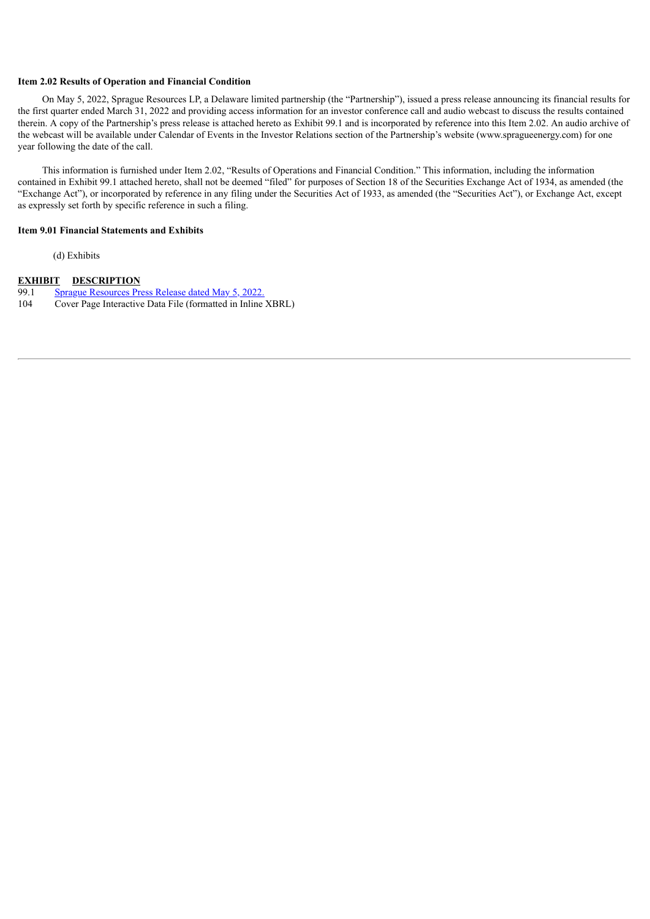**Item 2.02 Results of Operation and Financial Condition**

On May 5, 2022, Sprague Resources LP, a Delaware limited partnership (the "Partnership"), issued a press release announcing its financial results for the first quarter ended March 31, 2022 and providing access information for an investor conference call and audio webcast to discuss the results contained therein. A copy of the Partnership's press release is attached hereto as Exhibit 99.1 and is incorporated by reference into this Item 2.02. An audio archive of the webcast will be available under Calendar of Events in the Investor Relations section of the Partnership's website (www.spragueenergy.com) for one year following the date of the call.

This information is furnished under Item 2.02, "Results of Operations and Financial Condition." This information, including the information contained in Exhibit 99.1 attached hereto, shall not be deemed "filed" for purposes of Section 18 of the Securities Exchange Act of 1934, as amended (the "Exchange Act"), or incorporated by reference in any filing under the Securities Act of 1933, as amended (the "Securities Act"), or Exchange Act, except as expressly set forth by specific reference in such a filing.

**Item 9.01 Financial Statements and Exhibits**

(d) Exhibits

| EXHIBIT | DESCRIPTION |
|---|---|
| 99.1 | Sprague Resources Press Release dated May 5, 2022. |
| 104 | Cover Page Interactive Data File (formatted in Inline XBRL) |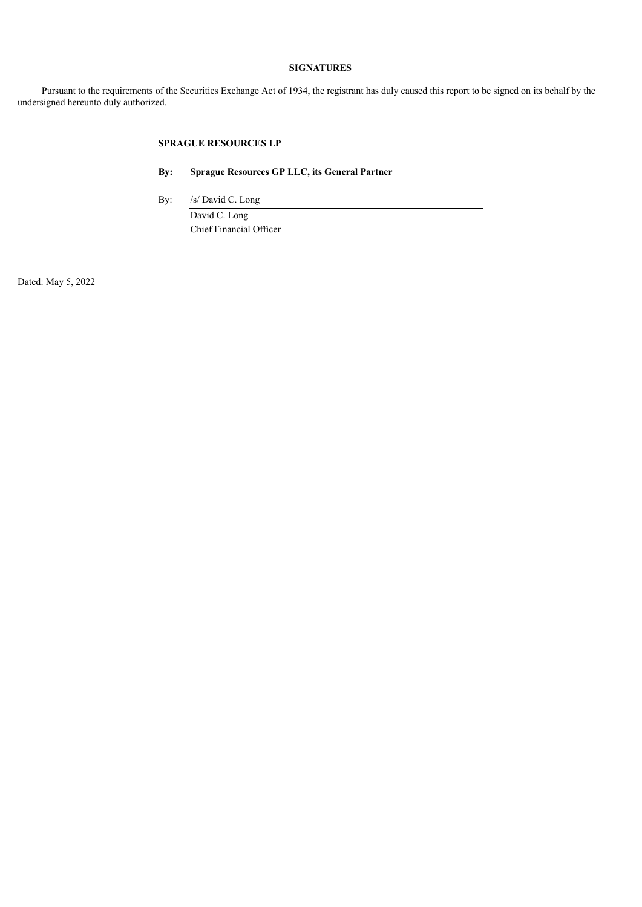**SIGNATURES**

Pursuant to the requirements of the Securities Exchange Act of 1934, the registrant has duly caused this report to be signed on its behalf by the undersigned hereunto duly authorized.

**SPRAGUE RESOURCES LP**

**By: Sprague Resources GP LLC, its General Partner**

By: /s/ David C. Long

David C. Long

Chief Financial Officer

Dated: May 5, 2022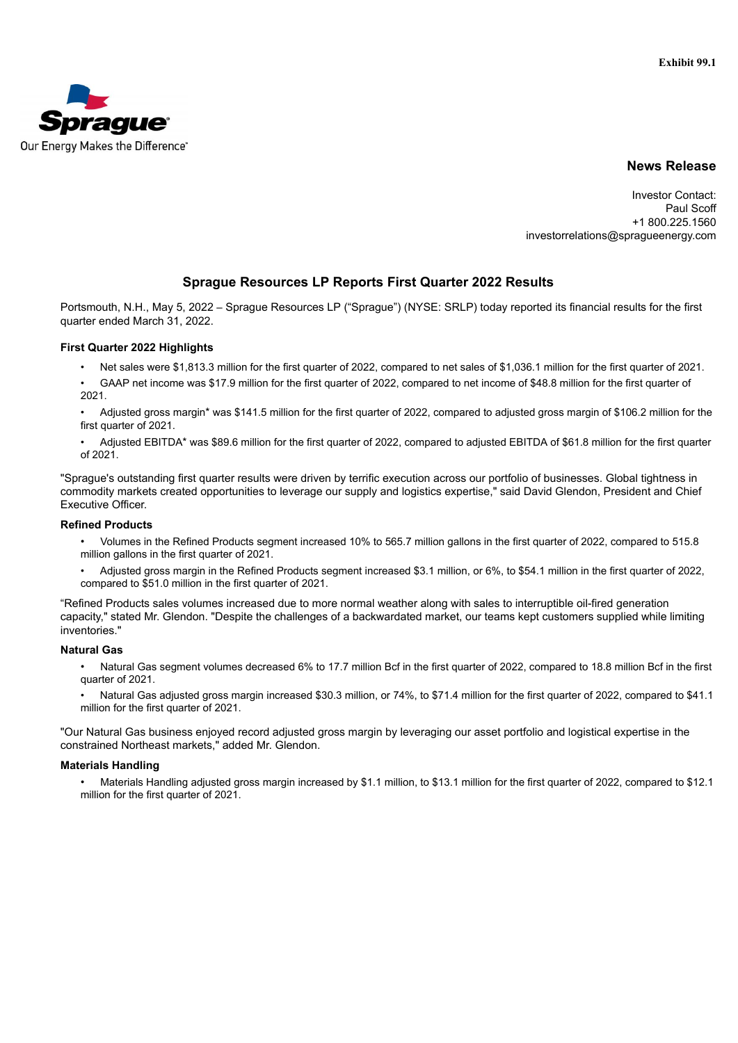Exhibit 99.1

Sprague
Our Energy Makes the Difference

## News Release

Investor Contact:
Paul Scoff
+1 800.225.1560
investorrelations@spragueenergy.com

# Sprague Resources LP Reports First Quarter 2022 Results

Portsmouth, N.H., May 5, 2022 – Sprague Resources LP ("Sprague") (NYSE: SRLP) today reported its financial results for the first quarter ended March 31, 2022.

### First Quarter 2022 Highlights

- Net sales were $1,813.3 million for the first quarter of 2022, compared to net sales of $1,036.1 million for the first quarter of 2021.
- GAAP net income was $17.9 million for the first quarter of 2022, compared to net income of $48.8 million for the first quarter of 2021.
- Adjusted gross margin* was $141.5 million for the first quarter of 2022, compared to adjusted gross margin of $106.2 million for the first quarter of 2021.
- Adjusted EBITDA* was $89.6 million for the first quarter of 2022, compared to adjusted EBITDA of $61.8 million for the first quarter of 2021.

"Sprague's outstanding first quarter results were driven by terrific execution across our portfolio of businesses. Global tightness in commodity markets created opportunities to leverage our supply and logistics expertise," said David Glendon, President and Chief Executive Officer.

### Refined Products

- Volumes in the Refined Products segment increased 10% to 565.7 million gallons in the first quarter of 2022, compared to 515.8 million gallons in the first quarter of 2021.
- Adjusted gross margin in the Refined Products segment increased $3.1 million, or 6%, to $54.1 million in the first quarter of 2022, compared to $51.0 million in the first quarter of 2021.

"Refined Products sales volumes increased due to more normal weather along with sales to interruptible oil-fired generation capacity," stated Mr. Glendon. "Despite the challenges of a backwardated market, our teams kept customers supplied while limiting inventories."

### Natural Gas

- Natural Gas segment volumes decreased 6% to 17.7 million Bcf in the first quarter of 2022, compared to 18.8 million Bcf in the first quarter of 2021.
- Natural Gas adjusted gross margin increased $30.3 million, or 74%, to $71.4 million for the first quarter of 2022, compared to $41.1 million for the first quarter of 2021.

"Our Natural Gas business enjoyed record adjusted gross margin by leveraging our asset portfolio and logistical expertise in the constrained Northeast markets," added Mr. Glendon.

### Materials Handling

- Materials Handling adjusted gross margin increased by $1.1 million, to $13.1 million for the first quarter of 2022, compared to $12.1 million for the first quarter of 2021.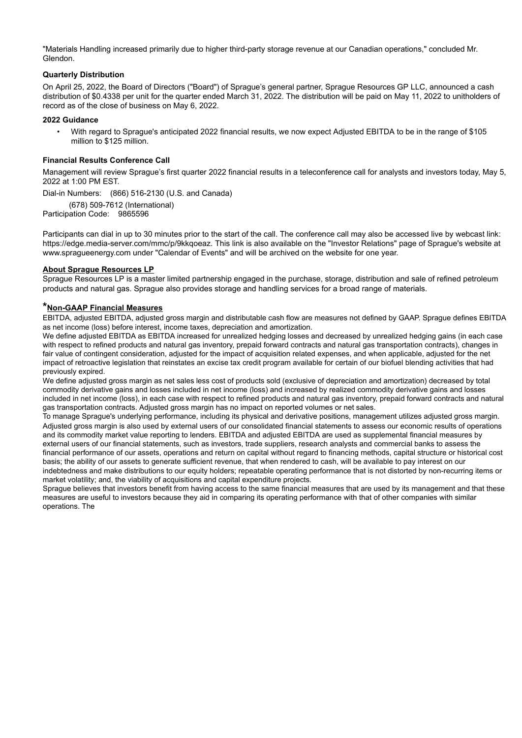"Materials Handling increased primarily due to higher third-party storage revenue at our Canadian operations," concluded Mr. Glendon.

**Quarterly Distribution**

On April 25, 2022, the Board of Directors ("Board") of Sprague's general partner, Sprague Resources GP LLC, announced a cash distribution of $0.4338 per unit for the quarter ended March 31, 2022. The distribution will be paid on May 11, 2022 to unitholders of record as of the close of business on May 6, 2022.

**2022 Guidance**

- With regard to Sprague's anticipated 2022 financial results, we now expect Adjusted EBITDA to be in the range of $105 million to $125 million.

**Financial Results Conference Call**

Management will review Sprague's first quarter 2022 financial results in a teleconference call for analysts and investors today, May 5, 2022 at 1:00 PM EST.

Dial-in Numbers: (866) 516-2130 (U.S. and Canada)

(678) 509-7612 (International)

Participation Code: 9865596

Participants can dial in up to 30 minutes prior to the start of the call. The conference call may also be accessed live by webcast link: https://edge.media-server.com/mmc/p/9kkqoeaz. This link is also available on the "Investor Relations" page of Sprague's website at www.spragueenergy.com under "Calendar of Events" and will be archived on the website for one year.

**About Sprague Resources LP**

Sprague Resources LP is a master limited partnership engaged in the purchase, storage, distribution and sale of refined petroleum products and natural gas. Sprague also provides storage and handling services for a broad range of materials.

**\*Non-GAAP Financial Measures**

EBITDA, adjusted EBITDA, adjusted gross margin and distributable cash flow are measures not defined by GAAP. Sprague defines EBITDA as net income (loss) before interest, income taxes, depreciation and amortization.

We define adjusted EBITDA as EBITDA increased for unrealized hedging losses and decreased by unrealized hedging gains (in each case with respect to refined products and natural gas inventory, prepaid forward contracts and natural gas transportation contracts), changes in fair value of contingent consideration, adjusted for the impact of acquisition related expenses, and when applicable, adjusted for the net impact of retroactive legislation that reinstates an excise tax credit program available for certain of our biofuel blending activities that had previously expired.

We define adjusted gross margin as net sales less cost of products sold (exclusive of depreciation and amortization) decreased by total commodity derivative gains and losses included in net income (loss) and increased by realized commodity derivative gains and losses included in net income (loss), in each case with respect to refined products and natural gas inventory, prepaid forward contracts and natural gas transportation contracts. Adjusted gross margin has no impact on reported volumes or net sales.

To manage Sprague's underlying performance, including its physical and derivative positions, management utilizes adjusted gross margin. Adjusted gross margin is also used by external users of our consolidated financial statements to assess our economic results of operations and its commodity market value reporting to lenders. EBITDA and adjusted EBITDA are used as supplemental financial measures by external users of our financial statements, such as investors, trade suppliers, research analysts and commercial banks to assess the financial performance of our assets, operations and return on capital without regard to financing methods, capital structure or historical cost basis; the ability of our assets to generate sufficient revenue, that when rendered to cash, will be available to pay interest on our indebtedness and make distributions to our equity holders; repeatable operating performance that is not distorted by non-recurring items or market volatility; and, the viability of acquisitions and capital expenditure projects.

Sprague believes that investors benefit from having access to the same financial measures that are used by its management and that these measures are useful to investors because they aid in comparing its operating performance with that of other companies with similar operations. The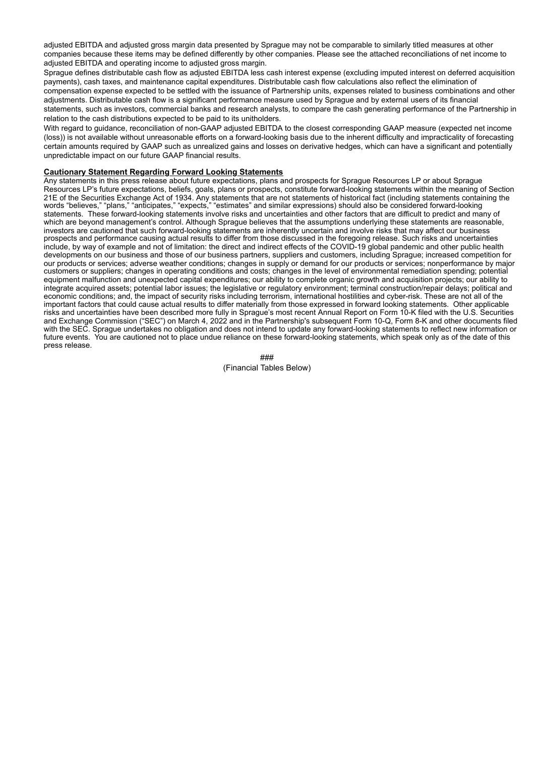adjusted EBITDA and adjusted gross margin data presented by Sprague may not be comparable to similarly titled measures at other companies because these items may be defined differently by other companies. Please see the attached reconciliations of net income to adjusted EBITDA and operating income to adjusted gross margin.

Sprague defines distributable cash flow as adjusted EBITDA less cash interest expense (excluding imputed interest on deferred acquisition payments), cash taxes, and maintenance capital expenditures. Distributable cash flow calculations also reflect the elimination of compensation expense expected to be settled with the issuance of Partnership units, expenses related to business combinations and other adjustments. Distributable cash flow is a significant performance measure used by Sprague and by external users of its financial statements, such as investors, commercial banks and research analysts, to compare the cash generating performance of the Partnership in relation to the cash distributions expected to be paid to its unitholders.

With regard to guidance, reconciliation of non-GAAP adjusted EBITDA to the closest corresponding GAAP measure (expected net income (loss)) is not available without unreasonable efforts on a forward-looking basis due to the inherent difficulty and impracticality of forecasting certain amounts required by GAAP such as unrealized gains and losses on derivative hedges, which can have a significant and potentially unpredictable impact on our future GAAP financial results.

**Cautionary Statement Regarding Forward Looking Statements**

Any statements in this press release about future expectations, plans and prospects for Sprague Resources LP or about Sprague Resources LP's future expectations, beliefs, goals, plans or prospects, constitute forward-looking statements within the meaning of Section 21E of the Securities Exchange Act of 1934. Any statements that are not statements of historical fact (including statements containing the words "believes," "plans," "anticipates," "expects," "estimates" and similar expressions) should also be considered forward-looking statements. These forward-looking statements involve risks and uncertainties and other factors that are difficult to predict and many of which are beyond management's control. Although Sprague believes that the assumptions underlying these statements are reasonable, investors are cautioned that such forward-looking statements are inherently uncertain and involve risks that may affect our business prospects and performance causing actual results to differ from those discussed in the foregoing release. Such risks and uncertainties include, by way of example and not of limitation: the direct and indirect effects of the COVID-19 global pandemic and other public health developments on our business and those of our business partners, suppliers and customers, including Sprague; increased competition for our products or services; adverse weather conditions; changes in supply or demand for our products or services; nonperformance by major customers or suppliers; changes in operating conditions and costs; changes in the level of environmental remediation spending; potential equipment malfunction and unexpected capital expenditures; our ability to complete organic growth and acquisition projects; our ability to integrate acquired assets; potential labor issues; the legislative or regulatory environment; terminal construction/repair delays; political and economic conditions; and, the impact of security risks including terrorism, international hostilities and cyber-risk. These are not all of the important factors that could cause actual results to differ materially from those expressed in forward looking statements. Other applicable risks and uncertainties have been described more fully in Sprague's most recent Annual Report on Form 10-K filed with the U.S. Securities and Exchange Commission ("SEC") on March 4, 2022 and in the Partnership's subsequent Form 10-Q, Form 8-K and other documents filed with the SEC. Sprague undertakes no obligation and does not intend to update any forward-looking statements to reflect new information or future events. You are cautioned not to place undue reliance on these forward-looking statements, which speak only as of the date of this press release.

###

(Financial Tables Below)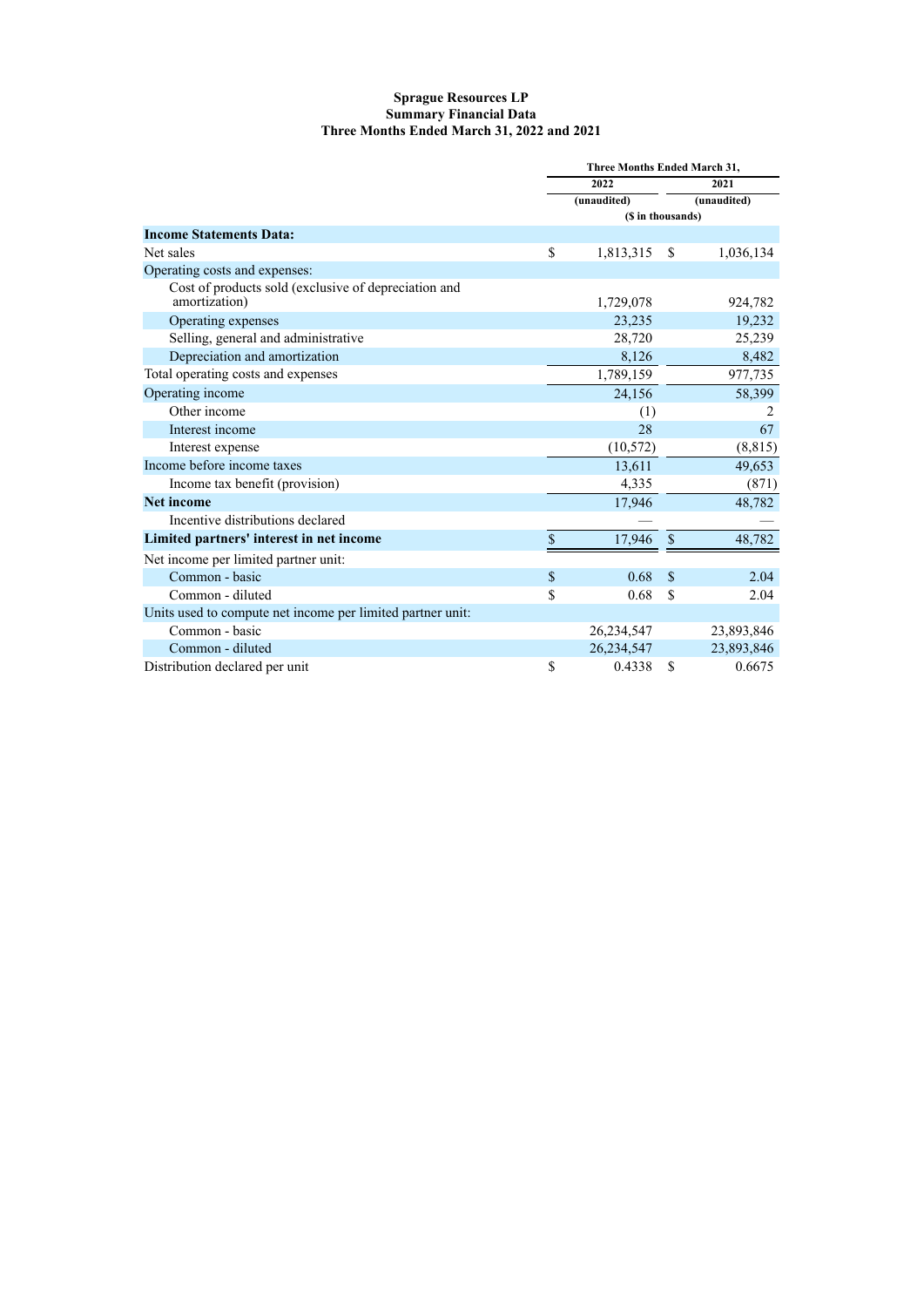**Sprague Resources LP**
**Summary Financial Data**
**Three Months Ended March 31, 2022 and 2021**

| | Three Months Ended March 31, | |
|---|---|---|
| | 2022 | 2021 |
| | (unaudited) | (unaudited) |
| | ($ in thousands) | |
| **Income Statements Data:** | | |
| Net sales | $ 1,813,315 | $ 1,036,134 |
| Operating costs and expenses: | | |
| Cost of products sold (exclusive of depreciation and amortization) | 1,729,078 | 924,782 |
| Operating expenses | 23,235 | 19,232 |
| Selling, general and administrative | 28,720 | 25,239 |
| Depreciation and amortization | 8,126 | 8,482 |
| Total operating costs and expenses | 1,789,159 | 977,735 |
| Operating income | 24,156 | 58,399 |
| Other income | (1) | 2 |
| Interest income | 28 | 67 |
| Interest expense | (10,572) | (8,815) |
| Income before income taxes | 13,611 | 49,653 |
| Income tax benefit (provision) | 4,335 | (871) |
| **Net income** | 17,946 | 48,782 |
| Incentive distributions declared | — | — |
| **Limited partners' interest in net income** | $ 17,946 | $ 48,782 |
| Net income per limited partner unit: | | |
| Common - basic | $ 0.68 | $ 2.04 |
| Common - diluted | $ 0.68 | $ 2.04 |
| Units used to compute net income per limited partner unit: | | |
| Common - basic | 26,234,547 | 23,893,846 |
| Common - diluted | 26,234,547 | 23,893,846 |
| Distribution declared per unit | $ 0.4338 | $ 0.6675 |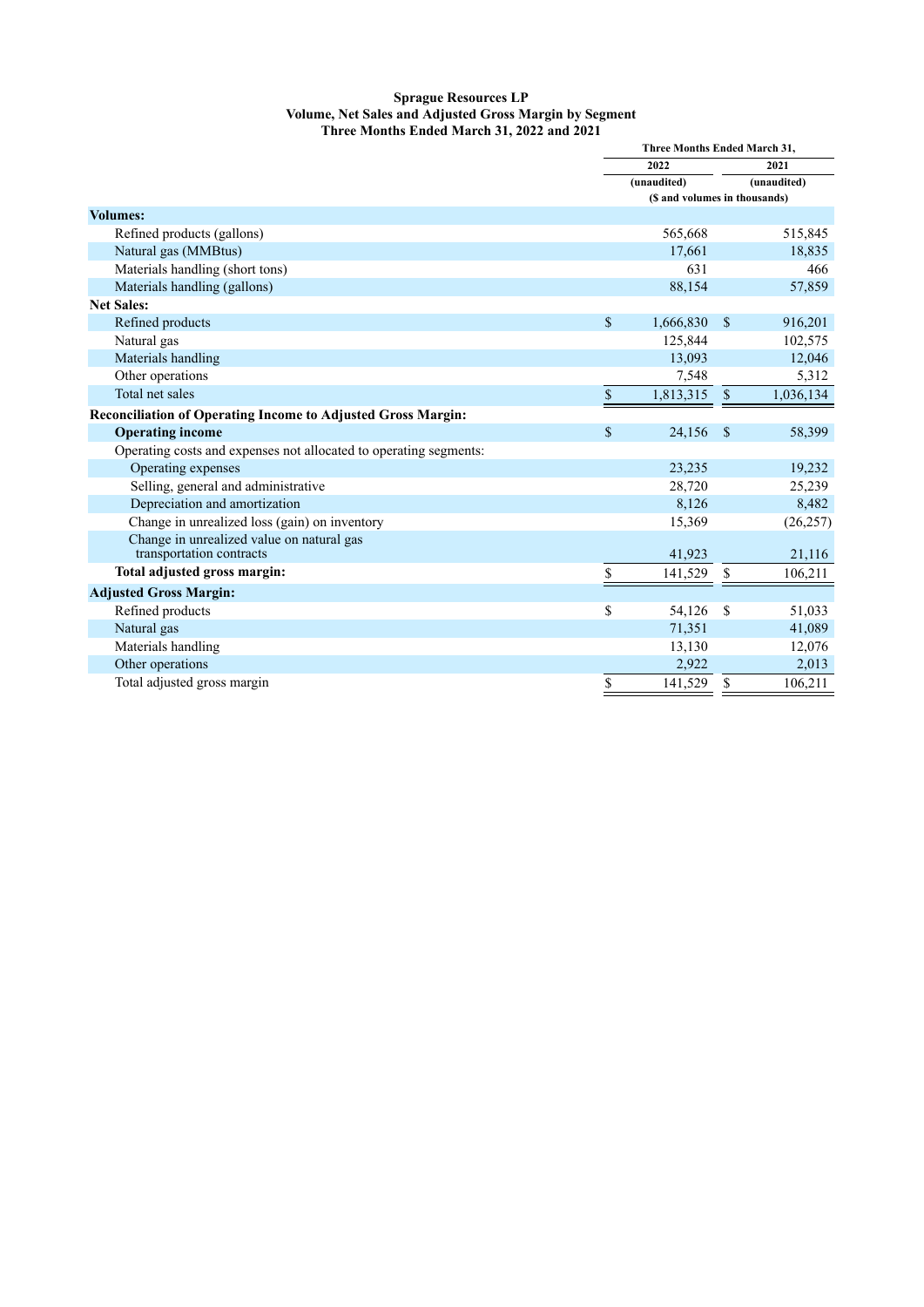# Sprague Resources LP
## Volume, Net Sales and Adjusted Gross Margin by Segment
### Three Months Ended March 31, 2022 and 2021

| | Three Months Ended March 31, | |
|---|---|---|
| | 2022 | 2021 |
| | (unaudited) | (unaudited) |
| | ($ and volumes in thousands) | |
| **Volumes:** | | |
| Refined products (gallons) | 565,668 | 515,845 |
| Natural gas (MMBtus) | 17,661 | 18,835 |
| Materials handling (short tons) | 631 | 466 |
| Materials handling (gallons) | 88,154 | 57,859 |
| **Net Sales:** | | |
| Refined products | $ 1,666,830 | $ 916,201 |
| Natural gas | 125,844 | 102,575 |
| Materials handling | 13,093 | 12,046 |
| Other operations | 7,548 | 5,312 |
| Total net sales | $ 1,813,315 | $ 1,036,134 |
| **Reconciliation of Operating Income to Adjusted Gross Margin:** | | |
| **Operating income** | $ 24,156 | $ 58,399 |
| Operating costs and expenses not allocated to operating segments: | | |
| Operating expenses | 23,235 | 19,232 |
| Selling, general and administrative | 28,720 | 25,239 |
| Depreciation and amortization | 8,126 | 8,482 |
| Change in unrealized loss (gain) on inventory | 15,369 | (26,257) |
| Change in unrealized value on natural gas transportation contracts | 41,923 | 21,116 |
| **Total adjusted gross margin:** | $ 141,529 | $ 106,211 |
| **Adjusted Gross Margin:** | | |
| Refined products | $ 54,126 | $ 51,033 |
| Natural gas | 71,351 | 41,089 |
| Materials handling | 13,130 | 12,076 |
| Other operations | 2,922 | 2,013 |
| Total adjusted gross margin | $ 141,529 | $ 106,211 |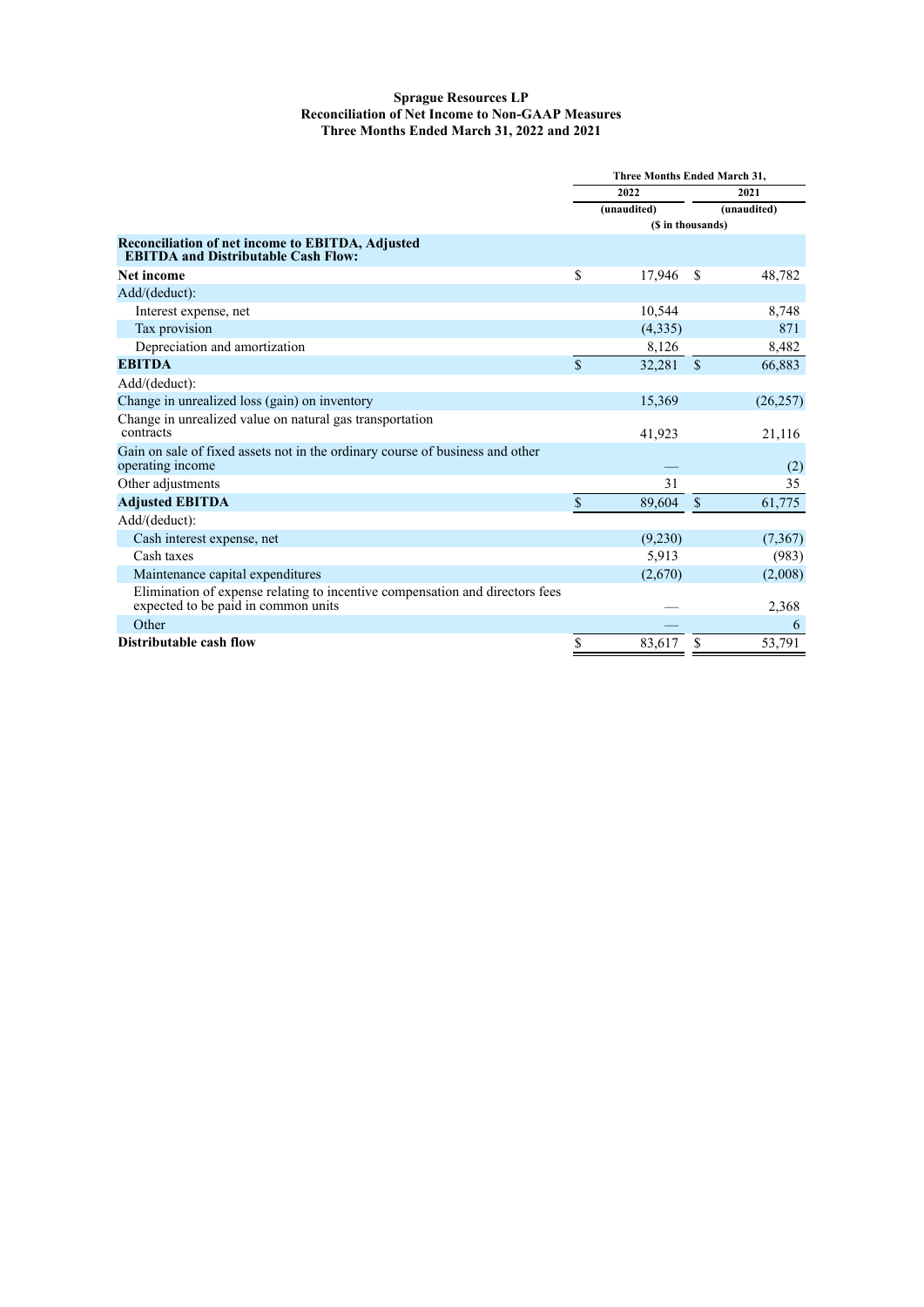**Sprague Resources LP**
**Reconciliation of Net Income to Non-GAAP Measures**
**Three Months Ended March 31, 2022 and 2021**

| | Three Months Ended March 31, | |
|---|---|---|
| | 2022 | 2021 |
| | (unaudited) | (unaudited) |
| | ($ in thousands) | |
| **Reconciliation of net income to EBITDA, Adjusted EBITDA and Distributable Cash Flow:** | | |
| **Net income** | $ 17,946 | $ 48,782 |
| Add/(deduct): | | |
| Interest expense, net | 10,544 | 8,748 |
| Tax provision | (4,335) | 871 |
| Depreciation and amortization | 8,126 | 8,482 |
| **EBITDA** | $ 32,281 | $ 66,883 |
| Add/(deduct): | | |
| Change in unrealized loss (gain) on inventory | 15,369 | (26,257) |
| Change in unrealized value on natural gas transportation contracts | 41,923 | 21,116 |
| Gain on sale of fixed assets not in the ordinary course of business and other operating income | — | (2) |
| Other adjustments | 31 | 35 |
| **Adjusted EBITDA** | $ 89,604 | $ 61,775 |
| Add/(deduct): | | |
| Cash interest expense, net | (9,230) | (7,367) |
| Cash taxes | 5,913 | (983) |
| Maintenance capital expenditures | (2,670) | (2,008) |
| Elimination of expense relating to incentive compensation and directors fees expected to be paid in common units | — | 2,368 |
| Other | — | 6 |
| **Distributable cash flow** | $ 83,617 | $ 53,791 |